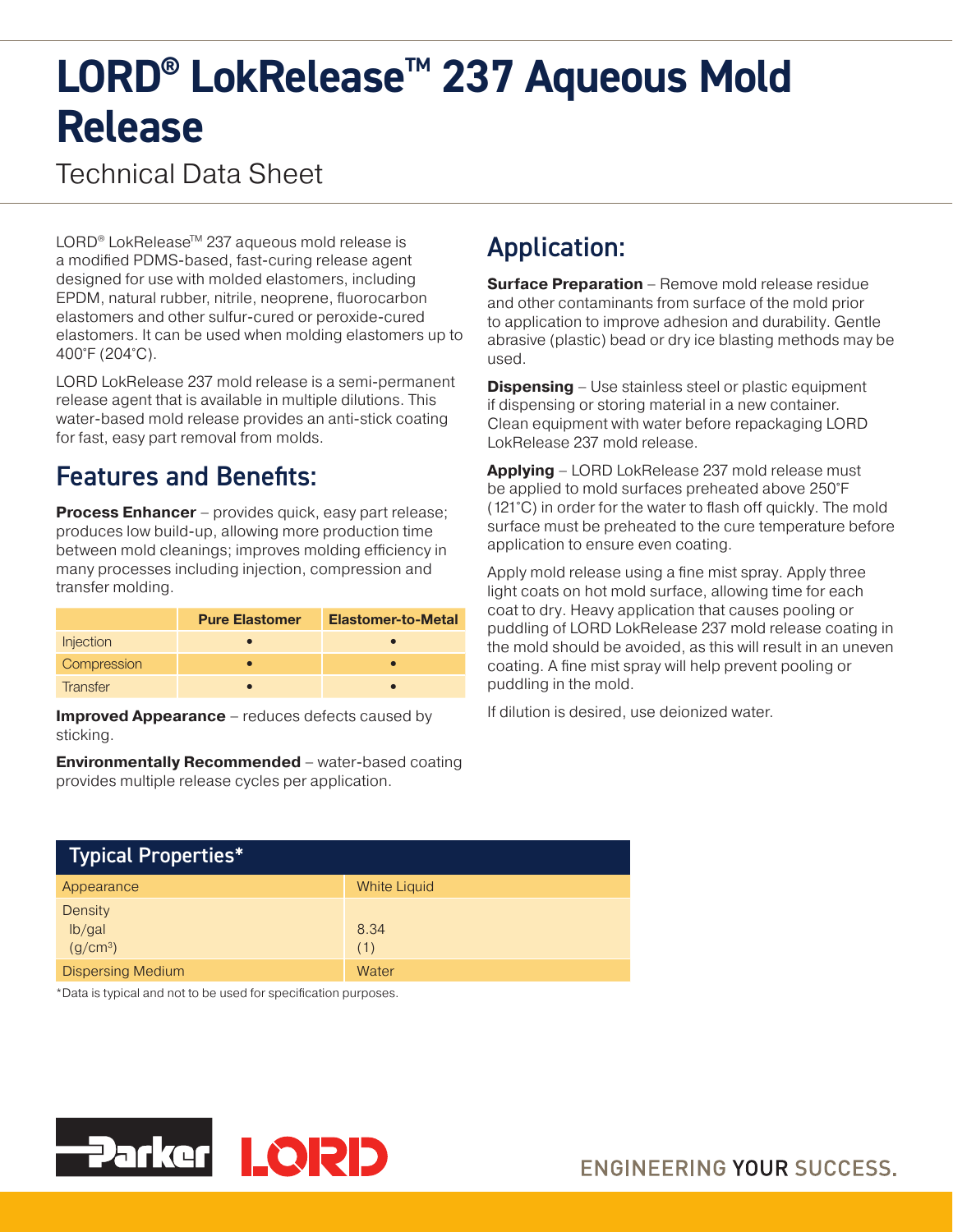# LORD® LokRelease™ 237 Aqueous Mold Release

Technical Data Sheet

LORD® LokRelease™ 237 aqueous mold release is a modified PDMS-based, fast-curing release agent designed for use with molded elastomers, including EPDM, natural rubber, nitrile, neoprene, fluorocarbon elastomers and other sulfur-cured or peroxide-cured elastomers. It can be used when molding elastomers up to 400°F (204°C).

LORD LokRelease 237 mold release is a semi-permanent release agent that is available in multiple dilutions. This water-based mold release provides an anti-stick coating for fast, easy part removal from molds.

## Features and Benefits:

**Process Enhancer** – provides quick, easy part release; produces low build-up, allowing more production time between mold cleanings; improves molding efficiency in many processes including injection, compression and transfer molding.

| | Pure Elastomer | Elastomer-to-Metal |
|---|---|---|
| Injection | • | • |
| Compression | • | • |
| Transfer | • | • |

**Improved Appearance** – reduces defects caused by sticking.

**Environmentally Recommended** – water-based coating provides multiple release cycles per application.

## Application:

**Surface Preparation** – Remove mold release residue and other contaminants from surface of the mold prior to application to improve adhesion and durability. Gentle abrasive (plastic) bead or dry ice blasting methods may be used.

**Dispensing** – Use stainless steel or plastic equipment if dispensing or storing material in a new container. Clean equipment with water before repackaging LORD LokRelease 237 mold release.

**Applying** – LORD LokRelease 237 mold release must be applied to mold surfaces preheated above 250°F (121°C) in order for the water to flash off quickly. The mold surface must be preheated to the cure temperature before application to ensure even coating.

Apply mold release using a fine mist spray. Apply three light coats on hot mold surface, allowing time for each coat to dry. Heavy application that causes pooling or puddling of LORD LokRelease 237 mold release coating in the mold should be avoided, as this will result in an uneven coating. A fine mist spray will help prevent pooling or puddling in the mold.

If dilution is desired, use deionized water.

| Typical Properties* | |
|---|---|
| Appearance | White Liquid |
| Density<br>lb/gal<br>(g/cm³) | <br>8.34<br>(1) |
| Dispersing Medium | Water |

*Data is typical and not to be used for specification purposes.

ENGINEERING YOUR SUCCESS.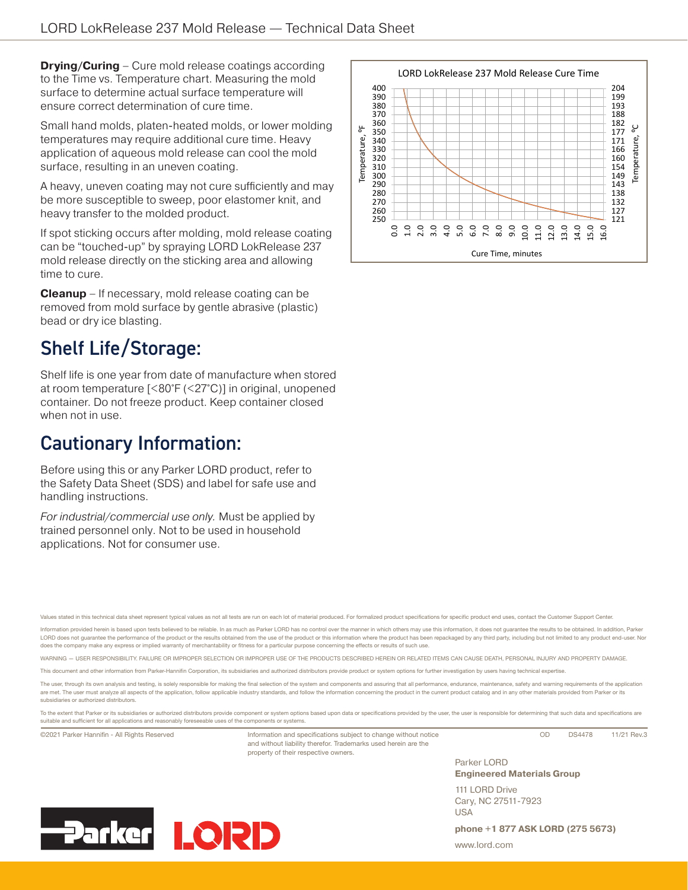**Drying/Curing** – Cure mold release coatings according to the Time vs. Temperature chart. Measuring the mold surface to determine actual surface temperature will ensure correct determination of cure time.

Small hand molds, platen-heated molds, or lower molding temperatures may require additional cure time. Heavy application of aqueous mold release can cool the mold surface, resulting in an uneven coating.

A heavy, uneven coating may not cure sufficiently and may be more susceptible to sweep, poor elastomer knit, and heavy transfer to the molded product.

If spot sticking occurs after molding, mold release coating can be "touched-up" by spraying LORD LokRelease 237 mold release directly on the sticking area and allowing time to cure.

**Cleanup** – If necessary, mold release coating can be removed from mold surface by gentle abrasive (plastic) bead or dry ice blasting.

LORD LokRelease 237 Mold Release Cure Time

Temperature, ºF

400
390
380
370
360
350
340
330
320
310
300
290
280
270
260
250

Temperature, ºC

204
199
193
188
182
177
171
166
160
154
149
143
138
132
127
121

0.0
1.0
2.0
3.0
4.0
5.0
6.0
7.0
8.0
9.0
10.0
11.0
12.0
13.0
14.0
15.0
16.0

Cure Time, minutes

## Shelf Life/Storage:

Shelf life is one year from date of manufacture when stored at room temperature [<80°F (<27°C)] in original, unopened container. Do not freeze product. Keep container closed when not in use.

## Cautionary Information:

Before using this or any Parker LORD product, refer to the Safety Data Sheet (SDS) and label for safe use and handling instructions.

*For industrial/commercial use only.* Must be applied by trained personnel only. Not to be used in household applications. Not for consumer use.

Values stated in this technical data sheet represent typical values as not all tests are run on each lot of material produced. For formalized product specifications for specific product end uses, contact the Customer Support Center.

Information provided herein is based upon tests believed to be reliable. In as much as Parker LORD has no control over the manner in which others may use this information, it does not guarantee the results to be obtained. In addition, Parker LORD does not guarantee the performance of the product or the results obtained from the use of the product or this information where the product has been repackaged by any third party, including but not limited to any product end-user. Nor does the company make any express or implied warranty of merchantability or fitness for a particular purpose concerning the effects or results of such use.

WARNING — USER RESPONSIBILITY. FAILURE OR IMPROPER SELECTION OR IMPROPER USE OF THE PRODUCTS DESCRIBED HEREIN OR RELATED ITEMS CAN CAUSE DEATH, PERSONAL INJURY AND PROPERTY DAMAGE.

This document and other information from Parker-Hannifin Corporation, its subsidiaries and authorized distributors provide product or system options for further investigation by users having technical expertise.

The user, through its own analysis and testing, is solely responsible for making the final selection of the system and components and assuring that all performance, endurance, maintenance, safety and warning requirements of the application are met. The user must analyze all aspects of the application, follow applicable industry standards, and follow the information concerning the product in the current product catalog and in any other materials provided from Parker or its subsidiaries or authorized distributors.

To the extent that Parker or its subsidiaries or authorized distributors provide component or system options based upon data or specifications provided by the user, the user is responsible for determining that such data and specifications are suitable and sufficient for all applications and reasonably foreseeable uses of the components or systems.

©2021 Parker Hannifin - All Rights Reserved

Information and specifications subject to change without notice and without liability therefor. Trademarks used herein are the property of their respective owners.

OD DS4478 11/21 Rev.3

Parker LORD
**Engineered Materials Group**

111 LORD Drive
Cary, NC 27511-7923
USA

**phone +1 877 ASK LORD (275 5673)**

www.lord.com